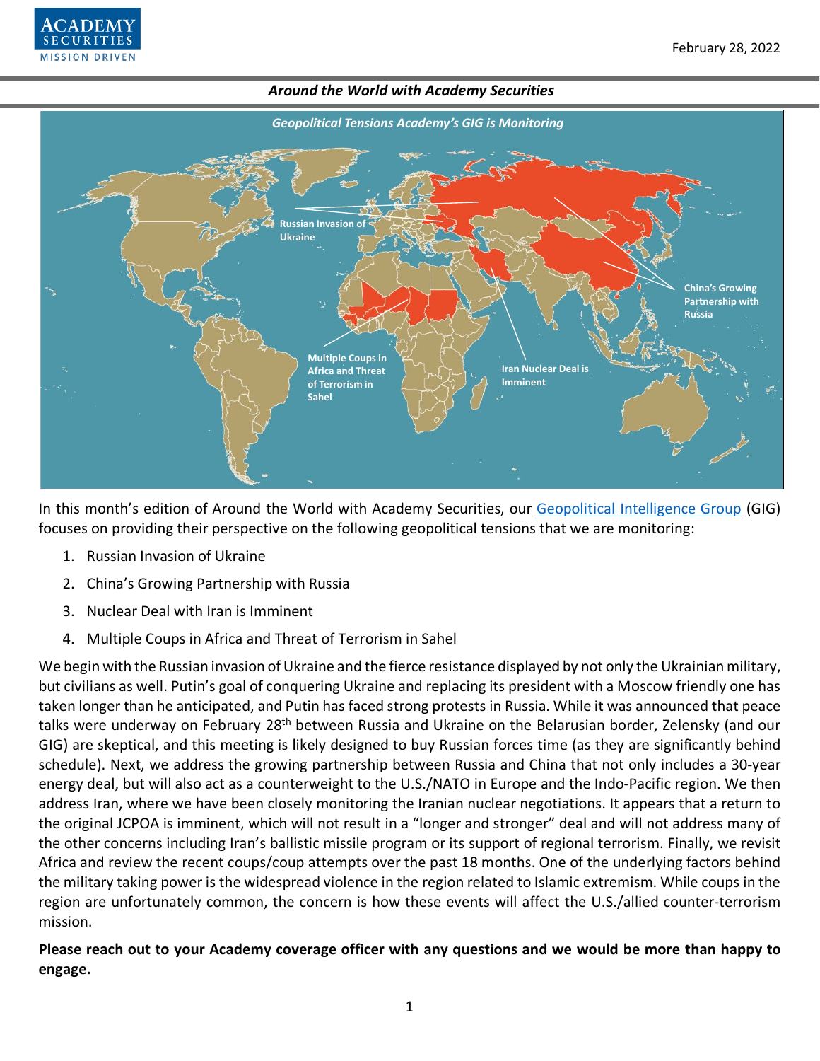## Around the World with Academy Securities

*Geopolitical Tensions Academy's GIG is Monitoring*

Russian Invasion of Ukraine

China's Growing Partnership with Russia

Multiple Coups in Africa and Threat of Terrorism in Sahel

Iran Nuclear Deal is Imminent

In this month's edition of Around the World with Academy Securities, our Geopolitical Intelligence Group (GIG) focuses on providing their perspective on the following geopolitical tensions that we are monitoring:

1. Russian Invasion of Ukraine
2. China's Growing Partnership with Russia
3. Nuclear Deal with Iran is Imminent
4. Multiple Coups in Africa and Threat of Terrorism in Sahel

We begin with the Russian invasion of Ukraine and the fierce resistance displayed by not only the Ukrainian military, but civilians as well. Putin's goal of conquering Ukraine and replacing its president with a Moscow friendly one has taken longer than he anticipated, and Putin has faced strong protests in Russia. While it was announced that peace talks were underway on February 28th between Russia and Ukraine on the Belarusian border, Zelensky (and our GIG) are skeptical, and this meeting is likely designed to buy Russian forces time (as they are significantly behind schedule). Next, we address the growing partnership between Russia and China that not only includes a 30-year energy deal, but will also act as a counterweight to the U.S./NATO in Europe and the Indo-Pacific region. We then address Iran, where we have been closely monitoring the Iranian nuclear negotiations. It appears that a return to the original JCPOA is imminent, which will not result in a "longer and stronger" deal and will not address many of the other concerns including Iran's ballistic missile program or its support of regional terrorism. Finally, we revisit Africa and review the recent coups/coup attempts over the past 18 months. One of the underlying factors behind the military taking power is the widespread violence in the region related to Islamic extremism. While coups in the region are unfortunately common, the concern is how these events will affect the U.S./allied counter-terrorism mission.

**Please reach out to your Academy coverage officer with any questions and we would be more than happy to engage.**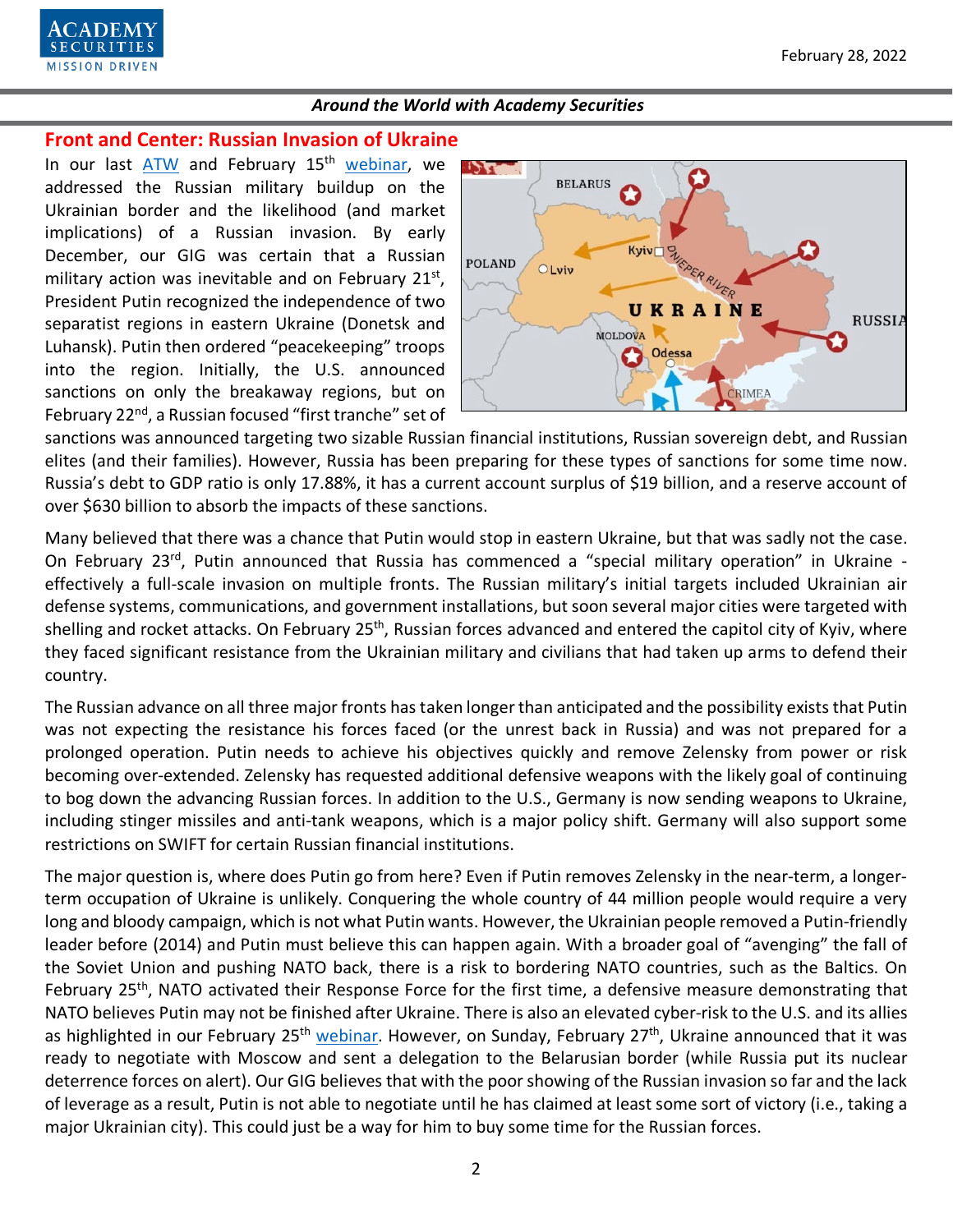## Front and Center: Russian Invasion of Ukraine

In our last ATW and February 15th webinar, we addressed the Russian military buildup on the Ukrainian border and the likelihood (and market implications) of a Russian invasion. By early December, our GIG was certain that a Russian military action was inevitable and on February 21st, President Putin recognized the independence of two separatist regions in eastern Ukraine (Donetsk and Luhansk). Putin then ordered "peacekeeping" troops into the region. Initially, the U.S. announced sanctions on only the breakaway regions, but on February 22nd, a Russian focused "first tranche" set of sanctions was announced targeting two sizable Russian financial institutions, Russian sovereign debt, and Russian elites (and their families). However, Russia has been preparing for these types of sanctions for some time now. Russia's debt to GDP ratio is only 17.88%, it has a current account surplus of $19 billion, and a reserve account of over $630 billion to absorb the impacts of these sanctions.

Many believed that there was a chance that Putin would stop in eastern Ukraine, but that was sadly not the case. On February 23rd, Putin announced that Russia has commenced a "special military operation" in Ukraine - effectively a full-scale invasion on multiple fronts. The Russian military's initial targets included Ukrainian air defense systems, communications, and government installations, but soon several major cities were targeted with shelling and rocket attacks. On February 25th, Russian forces advanced and entered the capitol city of Kyiv, where they faced significant resistance from the Ukrainian military and civilians that had taken up arms to defend their country.

The Russian advance on all three major fronts has taken longer than anticipated and the possibility exists that Putin was not expecting the resistance his forces faced (or the unrest back in Russia) and was not prepared for a prolonged operation. Putin needs to achieve his objectives quickly and remove Zelensky from power or risk becoming over-extended. Zelensky has requested additional defensive weapons with the likely goal of continuing to bog down the advancing Russian forces. In addition to the U.S., Germany is now sending weapons to Ukraine, including stinger missiles and anti-tank weapons, which is a major policy shift. Germany will also support some restrictions on SWIFT for certain Russian financial institutions.

The major question is, where does Putin go from here? Even if Putin removes Zelensky in the near-term, a longer-term occupation of Ukraine is unlikely. Conquering the whole country of 44 million people would require a very long and bloody campaign, which is not what Putin wants. However, the Ukrainian people removed a Putin-friendly leader before (2014) and Putin must believe this can happen again. With a broader goal of "avenging" the fall of the Soviet Union and pushing NATO back, there is a risk to bordering NATO countries, such as the Baltics. On February 25th, NATO activated their Response Force for the first time, a defensive measure demonstrating that NATO believes Putin may not be finished after Ukraine. There is also an elevated cyber-risk to the U.S. and its allies as highlighted in our February 25th webinar. However, on Sunday, February 27th, Ukraine announced that it was ready to negotiate with Moscow and sent a delegation to the Belarusian border (while Russia put its nuclear deterrence forces on alert). Our GIG believes that with the poor showing of the Russian invasion so far and the lack of leverage as a result, Putin is not able to negotiate until he has claimed at least some sort of victory (i.e., taking a major Ukrainian city). This could just be a way for him to buy some time for the Russian forces.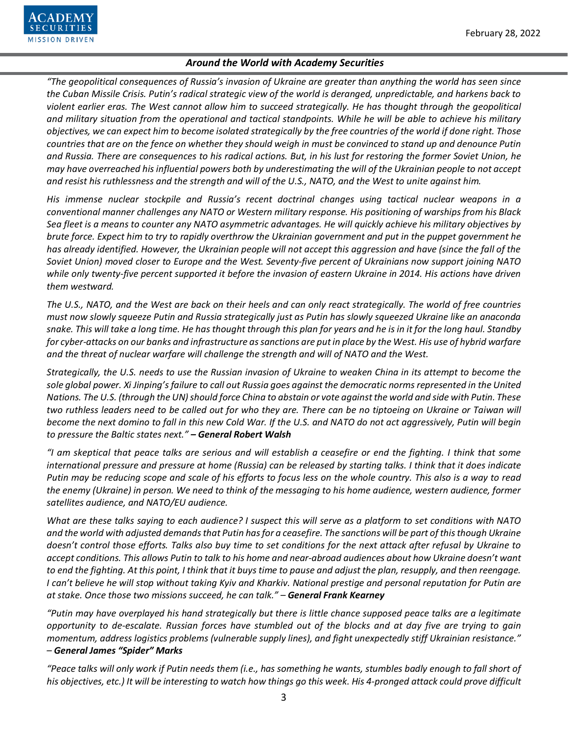*"The geopolitical consequences of Russia's invasion of Ukraine are greater than anything the world has seen since the Cuban Missile Crisis. Putin's radical strategic view of the world is deranged, unpredictable, and harkens back to violent earlier eras. The West cannot allow him to succeed strategically. He has thought through the geopolitical and military situation from the operational and tactical standpoints. While he will be able to achieve his military objectives, we can expect him to become isolated strategically by the free countries of the world if done right. Those countries that are on the fence on whether they should weigh in must be convinced to stand up and denounce Putin and Russia. There are consequences to his radical actions. But, in his lust for restoring the former Soviet Union, he may have overreached his influential powers both by underestimating the will of the Ukrainian people to not accept and resist his ruthlessness and the strength and will of the U.S., NATO, and the West to unite against him.*

*His immense nuclear stockpile and Russia's recent doctrinal changes using tactical nuclear weapons in a conventional manner challenges any NATO or Western military response. His positioning of warships from his Black Sea fleet is a means to counter any NATO asymmetric advantages. He will quickly achieve his military objectives by brute force. Expect him to try to rapidly overthrow the Ukrainian government and put in the puppet government he has already identified. However, the Ukrainian people will not accept this aggression and have (since the fall of the Soviet Union) moved closer to Europe and the West. Seventy-five percent of Ukrainians now support joining NATO while only twenty-five percent supported it before the invasion of eastern Ukraine in 2014. His actions have driven them westward.*

*The U.S., NATO, and the West are back on their heels and can only react strategically. The world of free countries must now slowly squeeze Putin and Russia strategically just as Putin has slowly squeezed Ukraine like an anaconda snake. This will take a long time. He has thought through this plan for years and he is in it for the long haul. Standby for cyber-attacks on our banks and infrastructure as sanctions are put in place by the West. His use of hybrid warfare and the threat of nuclear warfare will challenge the strength and will of NATO and the West.*

*Strategically, the U.S. needs to use the Russian invasion of Ukraine to weaken China in its attempt to become the sole global power. Xi Jinping's failure to call out Russia goes against the democratic norms represented in the United Nations. The U.S. (through the UN) should force China to abstain or vote against the world and side with Putin. These two ruthless leaders need to be called out for who they are. There can be no tiptoeing on Ukraine or Taiwan will become the next domino to fall in this new Cold War. If the U.S. and NATO do not act aggressively, Putin will begin to pressure the Baltic states next."* ***– General Robert Walsh***

*"I am skeptical that peace talks are serious and will establish a ceasefire or end the fighting. I think that some international pressure and pressure at home (Russia) can be released by starting talks. I think that it does indicate Putin may be reducing scope and scale of his efforts to focus less on the whole country. This also is a way to read the enemy (Ukraine) in person. We need to think of the messaging to his home audience, western audience, former satellites audience, and NATO/EU audience.*

*What are these talks saying to each audience? I suspect this will serve as a platform to set conditions with NATO and the world with adjusted demands that Putin has for a ceasefire. The sanctions will be part of this though Ukraine doesn't control those efforts. Talks also buy time to set conditions for the next attack after refusal by Ukraine to accept conditions. This allows Putin to talk to his home and near-abroad audiences about how Ukraine doesn't want to end the fighting. At this point, I think that it buys time to pause and adjust the plan, resupply, and then reengage. I can't believe he will stop without taking Kyiv and Kharkiv. National prestige and personal reputation for Putin are at stake. Once those two missions succeed, he can talk."* ***– General Frank Kearney***

*"Putin may have overplayed his hand strategically but there is little chance supposed peace talks are a legitimate opportunity to de-escalate. Russian forces have stumbled out of the blocks and at day five are trying to gain momentum, address logistics problems (vulnerable supply lines), and fight unexpectedly stiff Ukrainian resistance."* ***– General James "Spider" Marks***

*"Peace talks will only work if Putin needs them (i.e., has something he wants, stumbles badly enough to fall short of his objectives, etc.) It will be interesting to watch how things go this week. His 4-pronged attack could prove difficult*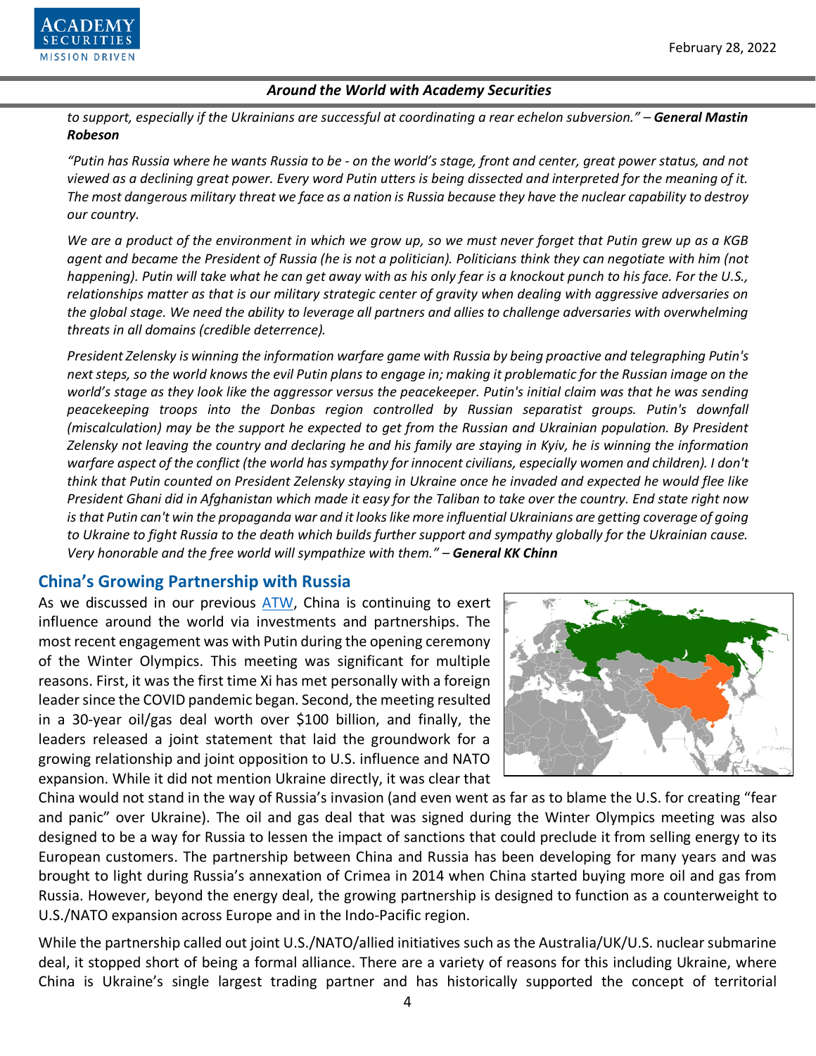*to support, especially if the Ukrainians are successful at coordinating a rear echelon subversion." –* ***General Mastin Robeson***

*"Putin has Russia where he wants Russia to be - on the world's stage, front and center, great power status, and not viewed as a declining great power. Every word Putin utters is being dissected and interpreted for the meaning of it. The most dangerous military threat we face as a nation is Russia because they have the nuclear capability to destroy our country.*

*We are a product of the environment in which we grow up, so we must never forget that Putin grew up as a KGB agent and became the President of Russia (he is not a politician). Politicians think they can negotiate with him (not happening). Putin will take what he can get away with as his only fear is a knockout punch to his face. For the U.S., relationships matter as that is our military strategic center of gravity when dealing with aggressive adversaries on the global stage. We need the ability to leverage all partners and allies to challenge adversaries with overwhelming threats in all domains (credible deterrence).*

*President Zelensky is winning the information warfare game with Russia by being proactive and telegraphing Putin's next steps, so the world knows the evil Putin plans to engage in; making it problematic for the Russian image on the world's stage as they look like the aggressor versus the peacekeeper. Putin's initial claim was that he was sending peacekeeping troops into the Donbas region controlled by Russian separatist groups. Putin's downfall (miscalculation) may be the support he expected to get from the Russian and Ukrainian population. By President Zelensky not leaving the country and declaring he and his family are staying in Kyiv, he is winning the information warfare aspect of the conflict (the world has sympathy for innocent civilians, especially women and children). I don't think that Putin counted on President Zelensky staying in Ukraine once he invaded and expected he would flee like President Ghani did in Afghanistan which made it easy for the Taliban to take over the country. End state right now is that Putin can't win the propaganda war and it looks like more influential Ukrainians are getting coverage of going to Ukraine to fight Russia to the death which builds further support and sympathy globally for the Ukrainian cause. Very honorable and the free world will sympathize with them." –* ***General KK Chinn***

## China's Growing Partnership with Russia

As we discussed in our previous ATW, China is continuing to exert influence around the world via investments and partnerships. The most recent engagement was with Putin during the opening ceremony of the Winter Olympics. This meeting was significant for multiple reasons. First, it was the first time Xi has met personally with a foreign leader since the COVID pandemic began. Second, the meeting resulted in a 30-year oil/gas deal worth over $100 billion, and finally, the leaders released a joint statement that laid the groundwork for a growing relationship and joint opposition to U.S. influence and NATO expansion. While it did not mention Ukraine directly, it was clear that China would not stand in the way of Russia's invasion (and even went as far as to blame the U.S. for creating "fear and panic" over Ukraine). The oil and gas deal that was signed during the Winter Olympics meeting was also designed to be a way for Russia to lessen the impact of sanctions that could preclude it from selling energy to its European customers. The partnership between China and Russia has been developing for many years and was brought to light during Russia's annexation of Crimea in 2014 when China started buying more oil and gas from Russia. However, beyond the energy deal, the growing partnership is designed to function as a counterweight to U.S./NATO expansion across Europe and in the Indo-Pacific region.

While the partnership called out joint U.S./NATO/allied initiatives such as the Australia/UK/U.S. nuclear submarine deal, it stopped short of being a formal alliance. There are a variety of reasons for this including Ukraine, where China is Ukraine's single largest trading partner and has historically supported the concept of territorial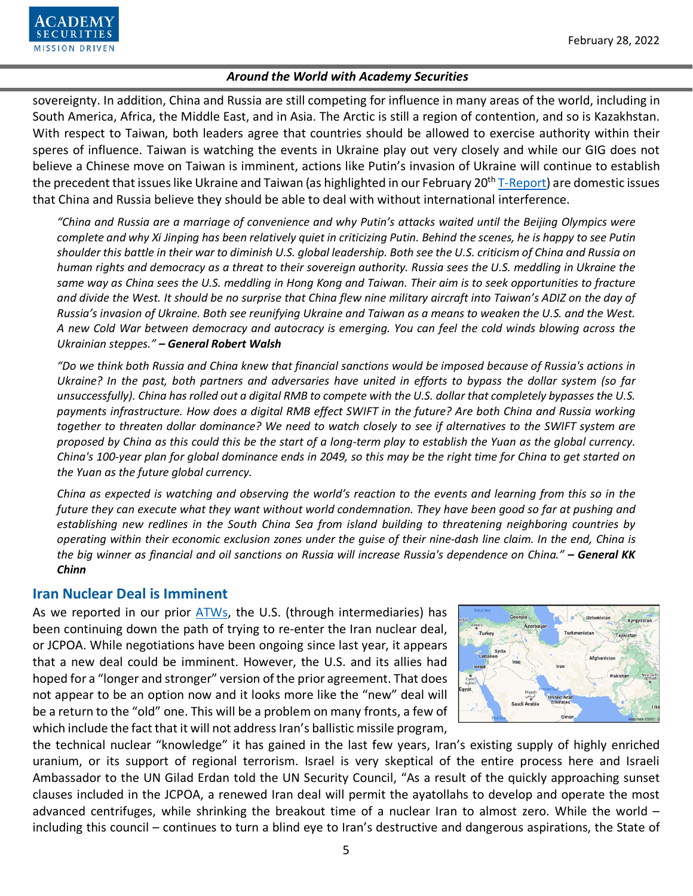sovereignty. In addition, China and Russia are still competing for influence in many areas of the world, including in South America, Africa, the Middle East, and in Asia. The Arctic is still a region of contention, and so is Kazakhstan. With respect to Taiwan, both leaders agree that countries should be allowed to exercise authority within their speres of influence. Taiwan is watching the events in Ukraine play out very closely and while our GIG does not believe a Chinese move on Taiwan is imminent, actions like Putin's invasion of Ukraine will continue to establish the precedent that issues like Ukraine and Taiwan (as highlighted in our February 20th T-Report) are domestic issues that China and Russia believe they should be able to deal with without international interference.

*"China and Russia are a marriage of convenience and why Putin's attacks waited until the Beijing Olympics were complete and why Xi Jinping has been relatively quiet in criticizing Putin. Behind the scenes, he is happy to see Putin shoulder this battle in their war to diminish U.S. global leadership. Both see the U.S. criticism of China and Russia on human rights and democracy as a threat to their sovereign authority. Russia sees the U.S. meddling in Ukraine the same way as China sees the U.S. meddling in Hong Kong and Taiwan. Their aim is to seek opportunities to fracture and divide the West. It should be no surprise that China flew nine military aircraft into Taiwan's ADIZ on the day of Russia's invasion of Ukraine. Both see reunifying Ukraine and Taiwan as a means to weaken the U.S. and the West. A new Cold War between democracy and autocracy is emerging. You can feel the cold winds blowing across the Ukrainian steppes."* ***– General Robert Walsh***

*"Do we think both Russia and China knew that financial sanctions would be imposed because of Russia's actions in Ukraine? In the past, both partners and adversaries have united in efforts to bypass the dollar system (so far unsuccessfully). China has rolled out a digital RMB to compete with the U.S. dollar that completely bypasses the U.S. payments infrastructure. How does a digital RMB effect SWIFT in the future? Are both China and Russia working together to threaten dollar dominance? We need to watch closely to see if alternatives to the SWIFT system are proposed by China as this could this be the start of a long-term play to establish the Yuan as the global currency. China's 100-year plan for global dominance ends in 2049, so this may be the right time for China to get started on the Yuan as the future global currency.*

*China as expected is watching and observing the world's reaction to the events and learning from this so in the future they can execute what they want without world condemnation. They have been good so far at pushing and establishing new redlines in the South China Sea from island building to threatening neighboring countries by operating within their economic exclusion zones under the guise of their nine-dash line claim. In the end, China is the big winner as financial and oil sanctions on Russia will increase Russia's dependence on China."* ***– General KK Chinn***

## Iran Nuclear Deal is Imminent

As we reported in our prior ATWs, the U.S. (through intermediaries) has been continuing down the path of trying to re-enter the Iran nuclear deal, or JCPOA. While negotiations have been ongoing since last year, it appears that a new deal could be imminent. However, the U.S. and its allies had hoped for a "longer and stronger" version of the prior agreement. That does not appear to be an option now and it looks more like the "new" deal will be a return to the "old" one. This will be a problem on many fronts, a few of which include the fact that it will not address Iran's ballistic missile program, the technical nuclear "knowledge" it has gained in the last few years, Iran's existing supply of highly enriched uranium, or its support of regional terrorism. Israel is very skeptical of the entire process here and Israeli Ambassador to the UN Gilad Erdan told the UN Security Council, "As a result of the quickly approaching sunset clauses included in the JCPOA, a renewed Iran deal will permit the ayatollahs to develop and operate the most advanced centrifuges, while shrinking the breakout time of a nuclear Iran to almost zero. While the world – including this council – continues to turn a blind eye to Iran's destructive and dangerous aspirations, the State of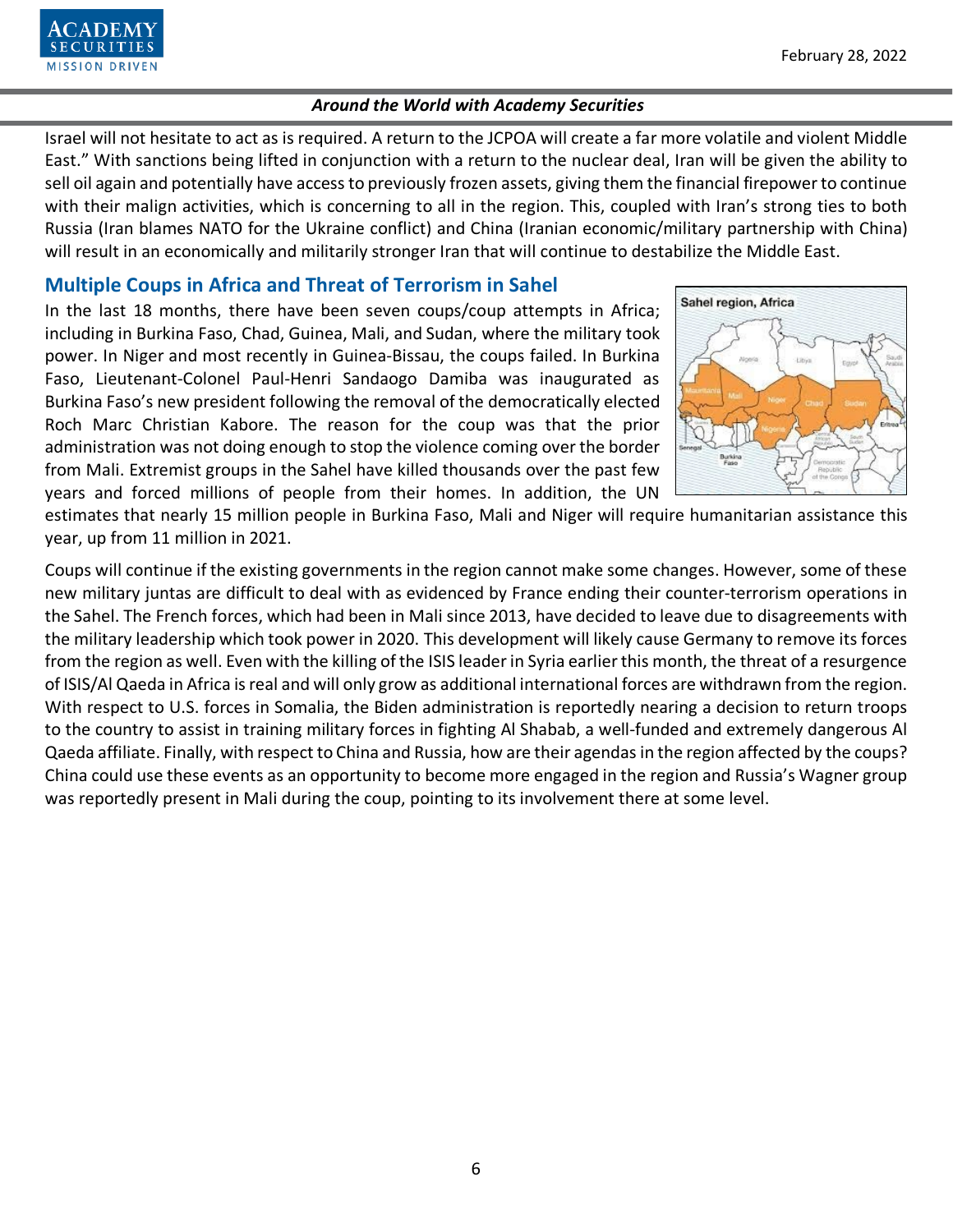Israel will not hesitate to act as is required. A return to the JCPOA will create a far more volatile and violent Middle East." With sanctions being lifted in conjunction with a return to the nuclear deal, Iran will be given the ability to sell oil again and potentially have access to previously frozen assets, giving them the financial firepower to continue with their malign activities, which is concerning to all in the region. This, coupled with Iran's strong ties to both Russia (Iran blames NATO for the Ukraine conflict) and China (Iranian economic/military partnership with China) will result in an economically and militarily stronger Iran that will continue to destabilize the Middle East.

## Multiple Coups in Africa and Threat of Terrorism in Sahel

In the last 18 months, there have been seven coups/coup attempts in Africa; including in Burkina Faso, Chad, Guinea, Mali, and Sudan, where the military took power. In Niger and most recently in Guinea-Bissau, the coups failed. In Burkina Faso, Lieutenant-Colonel Paul-Henri Sandaogo Damiba was inaugurated as Burkina Faso's new president following the removal of the democratically elected Roch Marc Christian Kabore. The reason for the coup was that the prior administration was not doing enough to stop the violence coming over the border from Mali. Extremist groups in the Sahel have killed thousands over the past few years and forced millions of people from their homes. In addition, the UN estimates that nearly 15 million people in Burkina Faso, Mali and Niger will require humanitarian assistance this year, up from 11 million in 2021.

Coups will continue if the existing governments in the region cannot make some changes. However, some of these new military juntas are difficult to deal with as evidenced by France ending their counter-terrorism operations in the Sahel. The French forces, which had been in Mali since 2013, have decided to leave due to disagreements with the military leadership which took power in 2020. This development will likely cause Germany to remove its forces from the region as well. Even with the killing of the ISIS leader in Syria earlier this month, the threat of a resurgence of ISIS/Al Qaeda in Africa is real and will only grow as additional international forces are withdrawn from the region. With respect to U.S. forces in Somalia, the Biden administration is reportedly nearing a decision to return troops to the country to assist in training military forces in fighting Al Shabab, a well-funded and extremely dangerous Al Qaeda affiliate. Finally, with respect to China and Russia, how are their agendas in the region affected by the coups? China could use these events as an opportunity to become more engaged in the region and Russia's Wagner group was reportedly present in Mali during the coup, pointing to its involvement there at some level.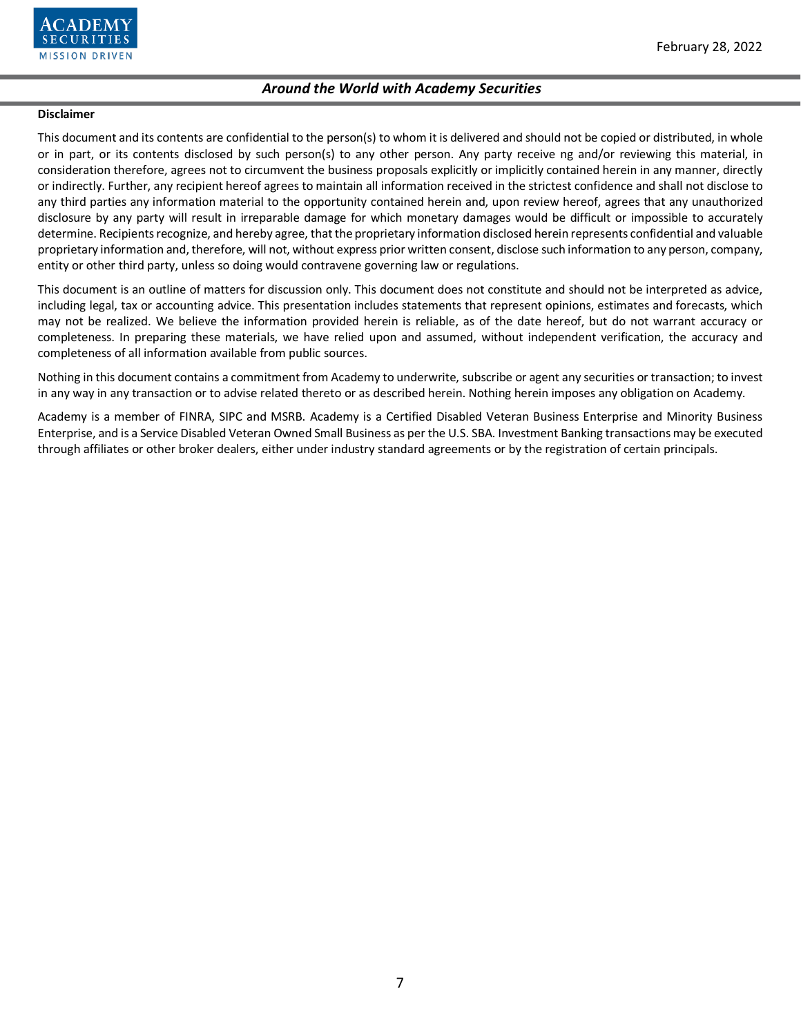**Disclaimer**

This document and its contents are confidential to the person(s) to whom it is delivered and should not be copied or distributed, in whole or in part, or its contents disclosed by such person(s) to any other person. Any party receive ng and/or reviewing this material, in consideration therefore, agrees not to circumvent the business proposals explicitly or implicitly contained herein in any manner, directly or indirectly. Further, any recipient hereof agrees to maintain all information received in the strictest confidence and shall not disclose to any third parties any information material to the opportunity contained herein and, upon review hereof, agrees that any unauthorized disclosure by any party will result in irreparable damage for which monetary damages would be difficult or impossible to accurately determine. Recipients recognize, and hereby agree, that the proprietary information disclosed herein represents confidential and valuable proprietary information and, therefore, will not, without express prior written consent, disclose such information to any person, company, entity or other third party, unless so doing would contravene governing law or regulations.

This document is an outline of matters for discussion only. This document does not constitute and should not be interpreted as advice, including legal, tax or accounting advice. This presentation includes statements that represent opinions, estimates and forecasts, which may not be realized. We believe the information provided herein is reliable, as of the date hereof, but do not warrant accuracy or completeness. In preparing these materials, we have relied upon and assumed, without independent verification, the accuracy and completeness of all information available from public sources.

Nothing in this document contains a commitment from Academy to underwrite, subscribe or agent any securities or transaction; to invest in any way in any transaction or to advise related thereto or as described herein. Nothing herein imposes any obligation on Academy.

Academy is a member of FINRA, SIPC and MSRB. Academy is a Certified Disabled Veteran Business Enterprise and Minority Business Enterprise, and is a Service Disabled Veteran Owned Small Business as per the U.S. SBA. Investment Banking transactions may be executed through affiliates or other broker dealers, either under industry standard agreements or by the registration of certain principals.